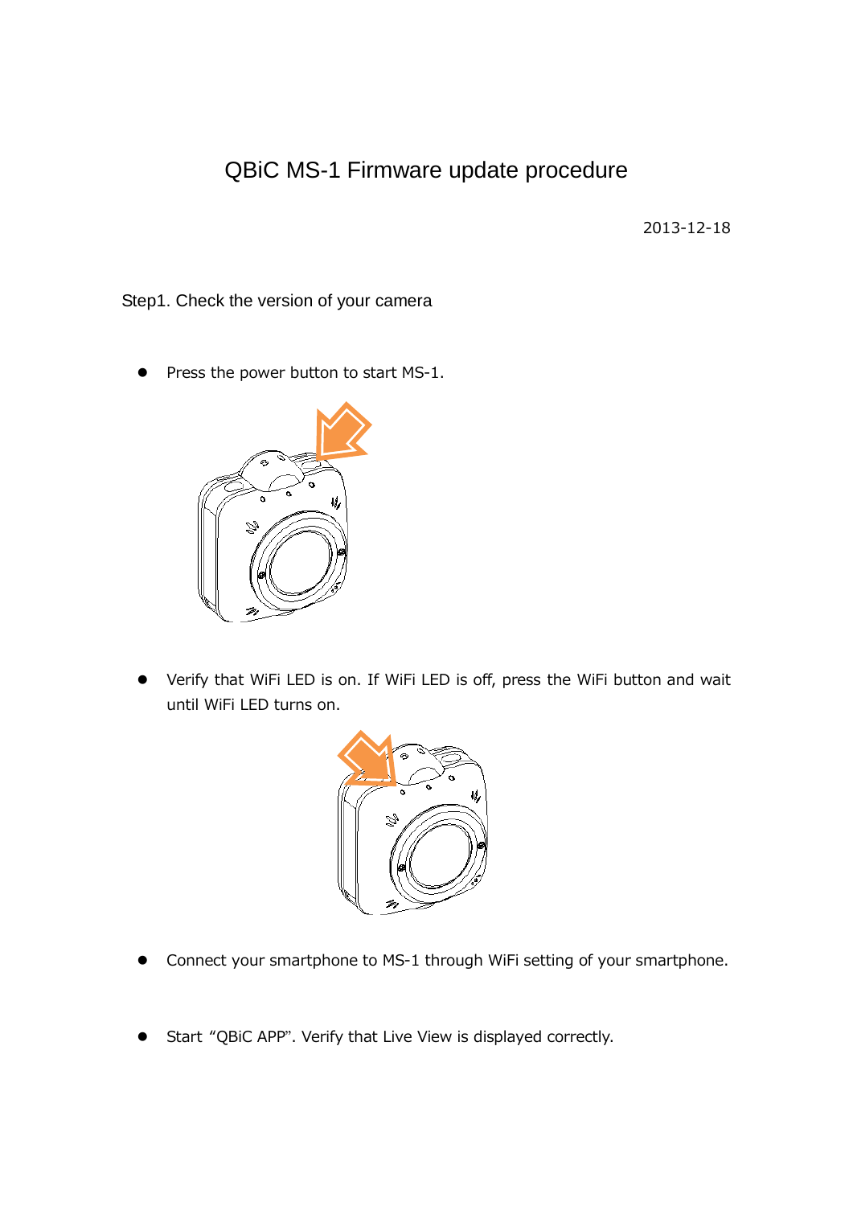# QBiC MS-1 Firmware update procedure

2013-12-18

## Step1. Check the version of your camera

- Press the power button to start MS-1.

- Verify that WiFi LED is on. If WiFi LED is off, press the WiFi button and wait until WiFi LED turns on.

- Connect your smartphone to MS-1 through WiFi setting of your smartphone.

- Start “QBiC APP”. Verify that Live View is displayed correctly.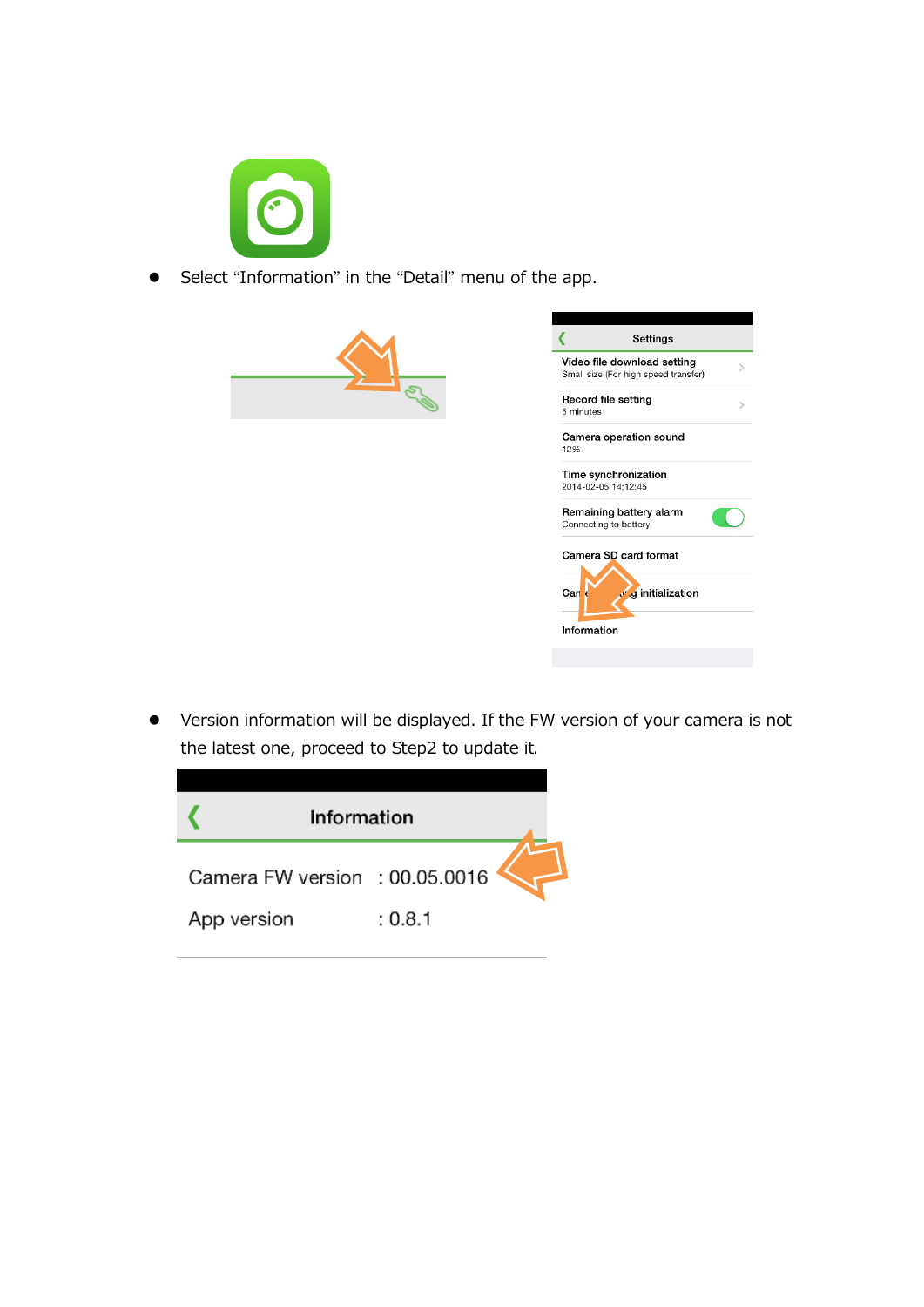- Select “Information” in the “Detail” menu of the app.

- Version information will be displayed. If the FW version of your camera is not the latest one, proceed to Step2 to update it.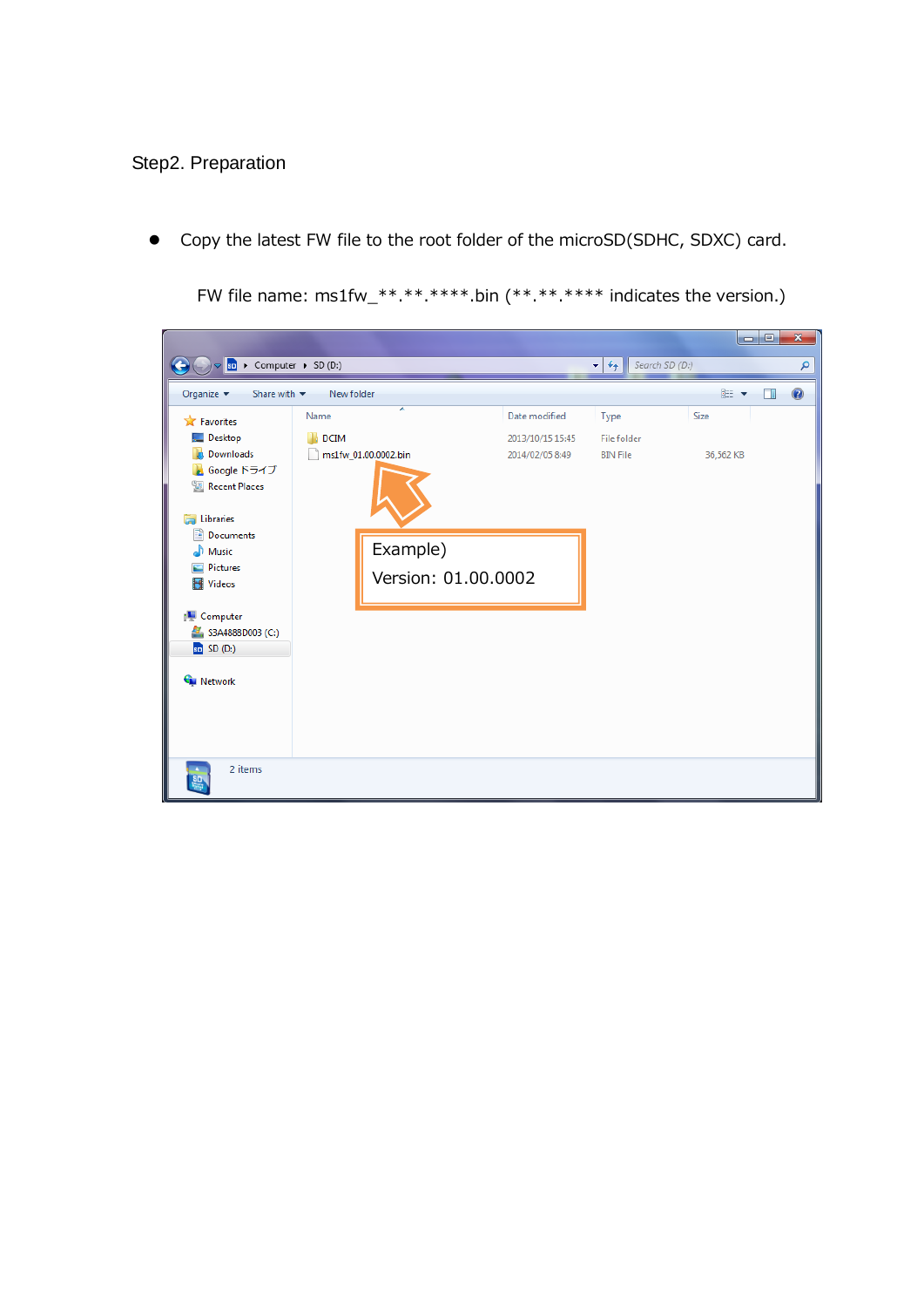Step2. Preparation

- Copy the latest FW file to the root folder of the microSD(SDHC, SDXC) card.

  FW file name: ms1fw_**.**.****.bin (**.**.**** indicates the version.)

Example)
Version: 01.00.0002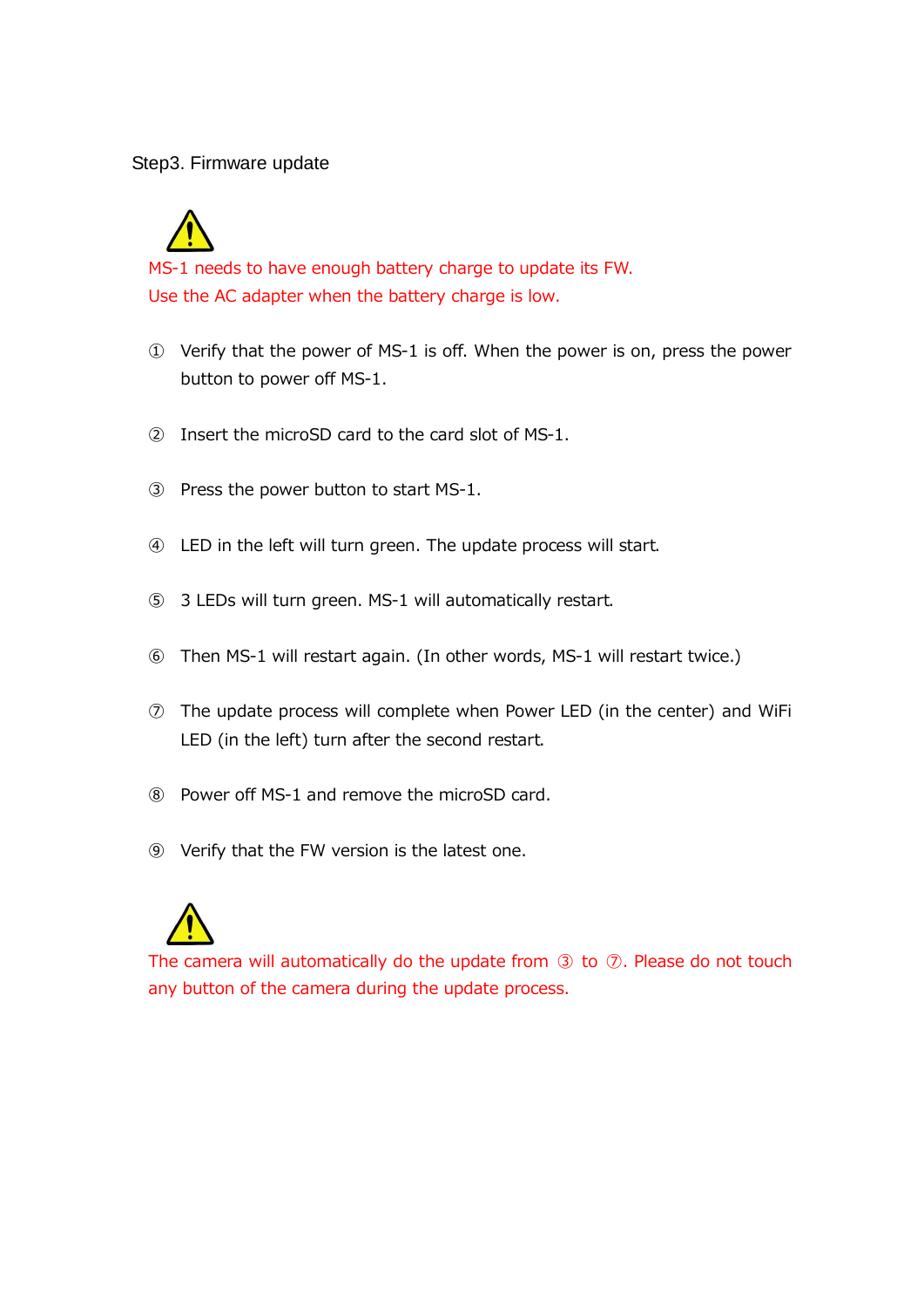Step3. Firmware update

⚠

MS-1 needs to have enough battery charge to update its FW.
Use the AC adapter when the battery charge is low.

① Verify that the power of MS-1 is off. When the power is on, press the power button to power off MS-1.

② Insert the microSD card to the card slot of MS-1.

③ Press the power button to start MS-1.

④ LED in the left will turn green. The update process will start.

⑤ 3 LEDs will turn green. MS-1 will automatically restart.

⑥ Then MS-1 will restart again. (In other words, MS-1 will restart twice.)

⑦ The update process will complete when Power LED (in the center) and WiFi LED (in the left) turn after the second restart.

⑧ Power off MS-1 and remove the microSD card.

⑨ Verify that the FW version is the latest one.

⚠

The camera will automatically do the update from ③ to ⑦. Please do not touch any button of the camera during the update process.